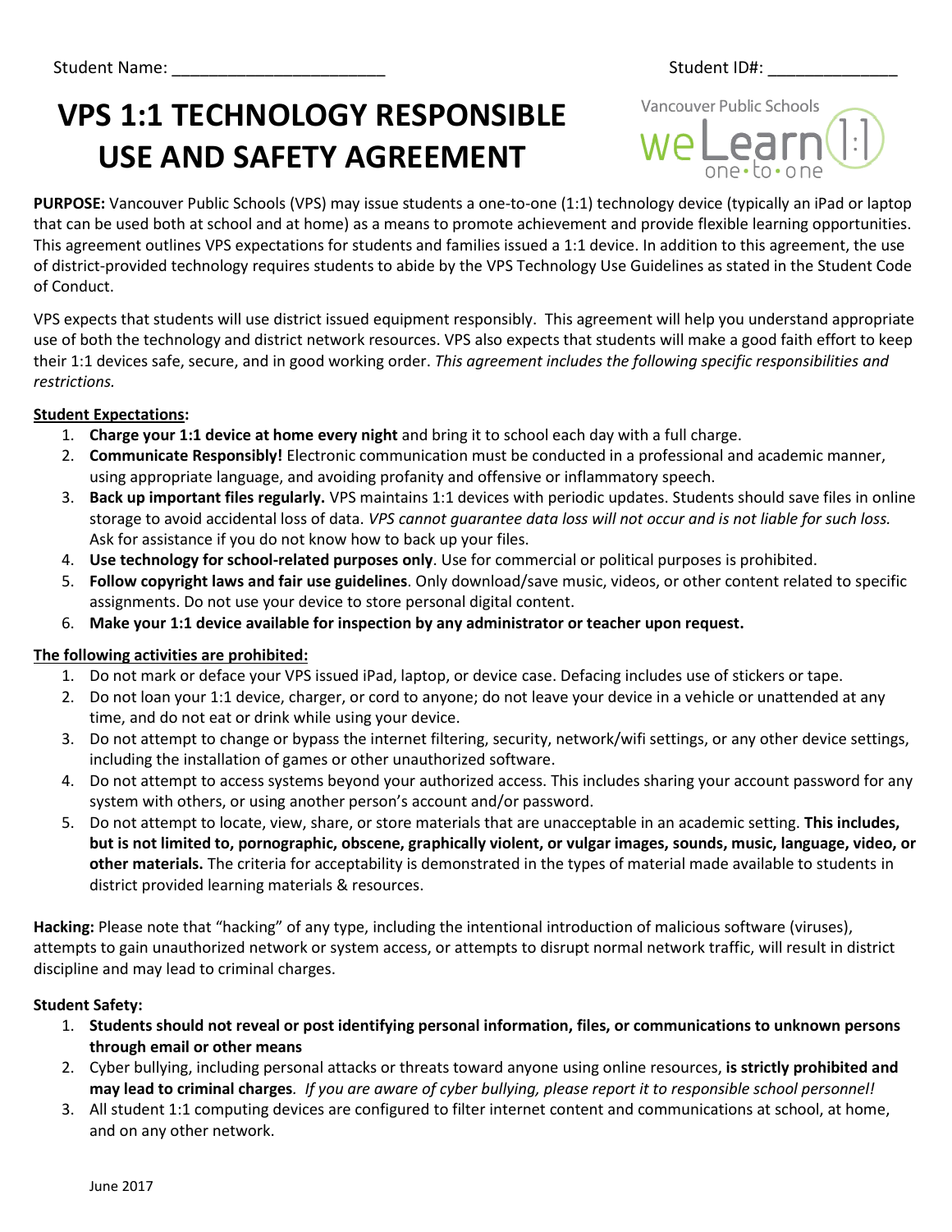Student Name: ______________________ Student ID#: _____________

# VPS 1:1 TECHNOLOGY RESPONSIBLE USE AND SAFETY AGREEMENT

Vancouver Public Schools weLearn 1:1 one•to•one

**PURPOSE:** Vancouver Public Schools (VPS) may issue students a one-to-one (1:1) technology device (typically an iPad or laptop that can be used both at school and at home) as a means to promote achievement and provide flexible learning opportunities. This agreement outlines VPS expectations for students and families issued a 1:1 device. In addition to this agreement, the use of district-provided technology requires students to abide by the VPS Technology Use Guidelines as stated in the Student Code of Conduct.

VPS expects that students will use district issued equipment responsibly. This agreement will help you understand appropriate use of both the technology and district network resources. VPS also expects that students will make a good faith effort to keep their 1:1 devices safe, secure, and in good working order. *This agreement includes the following specific responsibilities and restrictions.*

**Student Expectations:**

1. **Charge your 1:1 device at home every night** and bring it to school each day with a full charge.
2. **Communicate Responsibly!** Electronic communication must be conducted in a professional and academic manner, using appropriate language, and avoiding profanity and offensive or inflammatory speech.
3. **Back up important files regularly.** VPS maintains 1:1 devices with periodic updates. Students should save files in online storage to avoid accidental loss of data. *VPS cannot guarantee data loss will not occur and is not liable for such loss.* Ask for assistance if you do not know how to back up your files.
4. **Use technology for school-related purposes only**. Use for commercial or political purposes is prohibited.
5. **Follow copyright laws and fair use guidelines**. Only download/save music, videos, or other content related to specific assignments. Do not use your device to store personal digital content.
6. **Make your 1:1 device available for inspection by any administrator or teacher upon request.**

**The following activities are prohibited:**

1. Do not mark or deface your VPS issued iPad, laptop, or device case. Defacing includes use of stickers or tape.
2. Do not loan your 1:1 device, charger, or cord to anyone; do not leave your device in a vehicle or unattended at any time, and do not eat or drink while using your device.
3. Do not attempt to change or bypass the internet filtering, security, network/wifi settings, or any other device settings, including the installation of games or other unauthorized software.
4. Do not attempt to access systems beyond your authorized access. This includes sharing your account password for any system with others, or using another person's account and/or password.
5. Do not attempt to locate, view, share, or store materials that are unacceptable in an academic setting. **This includes, but is not limited to, pornographic, obscene, graphically violent, or vulgar images, sounds, music, language, video, or other materials.** The criteria for acceptability is demonstrated in the types of material made available to students in district provided learning materials & resources.

**Hacking:** Please note that "hacking" of any type, including the intentional introduction of malicious software (viruses), attempts to gain unauthorized network or system access, or attempts to disrupt normal network traffic, will result in district discipline and may lead to criminal charges.

**Student Safety:**

1. **Students should not reveal or post identifying personal information, files, or communications to unknown persons through email or other means**
2. Cyber bullying, including personal attacks or threats toward anyone using online resources, **is strictly prohibited and may lead to criminal charges**. *If you are aware of cyber bullying, please report it to responsible school personnel!*
3. All student 1:1 computing devices are configured to filter internet content and communications at school, at home, and on any other network.

June 2017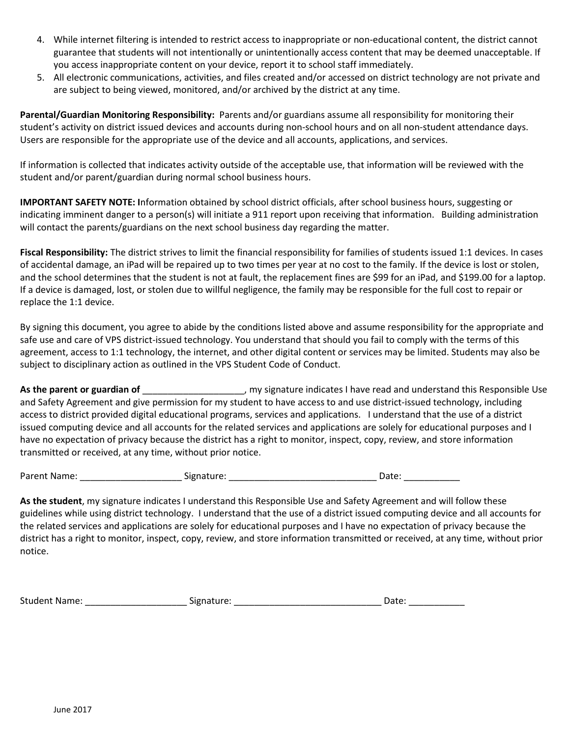4. While internet filtering is intended to restrict access to inappropriate or non-educational content, the district cannot guarantee that students will not intentionally or unintentionally access content that may be deemed unacceptable. If you access inappropriate content on your device, report it to school staff immediately.
5. All electronic communications, activities, and files created and/or accessed on district technology are not private and are subject to being viewed, monitored, and/or archived by the district at any time.

**Parental/Guardian Monitoring Responsibility:** Parents and/or guardians assume all responsibility for monitoring their student's activity on district issued devices and accounts during non-school hours and on all non-student attendance days. Users are responsible for the appropriate use of the device and all accounts, applications, and services.

If information is collected that indicates activity outside of the acceptable use, that information will be reviewed with the student and/or parent/guardian during normal school business hours.

**IMPORTANT SAFETY NOTE: I**nformation obtained by school district officials, after school business hours, suggesting or indicating imminent danger to a person(s) will initiate a 911 report upon receiving that information. Building administration will contact the parents/guardians on the next school business day regarding the matter.

**Fiscal Responsibility:** The district strives to limit the financial responsibility for families of students issued 1:1 devices. In cases of accidental damage, an iPad will be repaired up to two times per year at no cost to the family. If the device is lost or stolen, and the school determines that the student is not at fault, the replacement fines are $99 for an iPad, and $199.00 for a laptop. If a device is damaged, lost, or stolen due to willful negligence, the family may be responsible for the full cost to repair or replace the 1:1 device.

By signing this document, you agree to abide by the conditions listed above and assume responsibility for the appropriate and safe use and care of VPS district-issued technology. You understand that should you fail to comply with the terms of this agreement, access to 1:1 technology, the internet, and other digital content or services may be limited. Students may also be subject to disciplinary action as outlined in the VPS Student Code of Conduct.

**As the parent or guardian of** ____________________, my signature indicates I have read and understand this Responsible Use and Safety Agreement and give permission for my student to have access to and use district-issued technology, including access to district provided digital educational programs, services and applications. I understand that the use of a district issued computing device and all accounts for the related services and applications are solely for educational purposes and I have no expectation of privacy because the district has a right to monitor, inspect, copy, review, and store information transmitted or received, at any time, without prior notice.

Parent Name: ____________________ Signature: _____________________________ Date: ___________

**As the student**, my signature indicates I understand this Responsible Use and Safety Agreement and will follow these guidelines while using district technology. I understand that the use of a district issued computing device and all accounts for the related services and applications are solely for educational purposes and I have no expectation of privacy because the district has a right to monitor, inspect, copy, review, and store information transmitted or received, at any time, without prior notice.

Student Name: ____________________ Signature: _____________________________ Date: ___________

June 2017